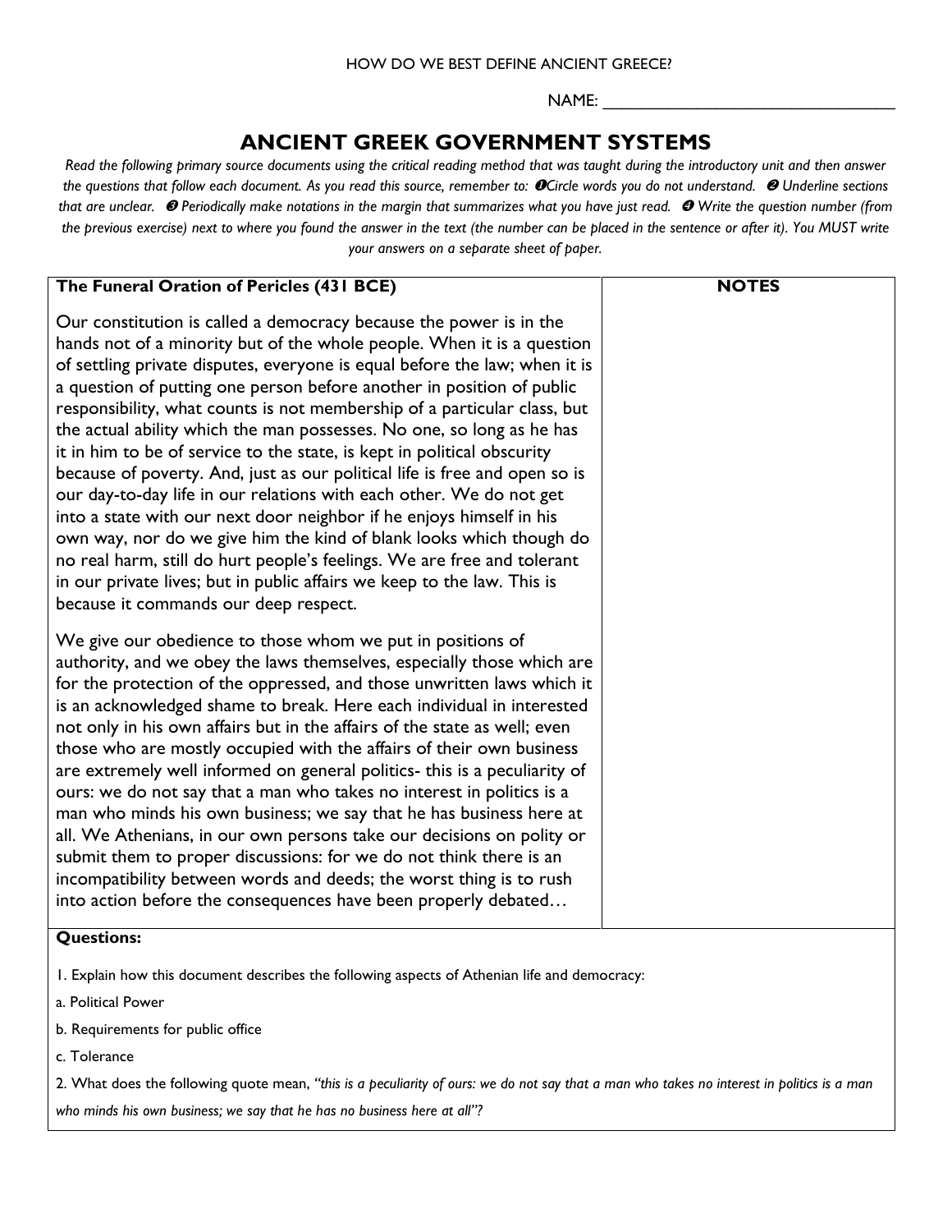HOW DO WE BEST DEFINE ANCIENT GREECE?

NAME: ___________________________________

# ANCIENT GREEK GOVERNMENT SYSTEMS

*Read the following primary source documents using the critical reading method that was taught during the introductory unit and then answer the questions that follow each document. As you read this source, remember to: ❶Circle words you do not understand. ❷ Underline sections that are unclear. ❸ Periodically make notations in the margin that summarizes what you have just read. ❹ Write the question number (from the previous exercise) next to where you found the answer in the text (the number can be placed in the sentence or after it). You MUST write your answers on a separate sheet of paper.*

| The Funeral Oration of Pericles (431 BCE) | NOTES |
|---|---|
| Our constitution is called a democracy because the power is in the hands not of a minority but of the whole people. When it is a question of settling private disputes, everyone is equal before the law; when it is a question of putting one person before another in position of public responsibility, what counts is not membership of a particular class, but the actual ability which the man possesses. No one, so long as he has it in him to be of service to the state, is kept in political obscurity because of poverty. And, just as our political life is free and open so is our day-to-day life in our relations with each other. We do not get into a state with our next door neighbor if he enjoys himself in his own way, nor do we give him the kind of blank looks which though do no real harm, still do hurt people's feelings. We are free and tolerant in our private lives; but in public affairs we keep to the law. This is because it commands our deep respect. <br><br> We give our obedience to those whom we put in positions of authority, and we obey the laws themselves, especially those which are for the protection of the oppressed, and those unwritten laws which it is an acknowledged shame to break. Here each individual in interested not only in his own affairs but in the affairs of the state as well; even those who are mostly occupied with the affairs of their own business are extremely well informed on general politics- this is a peculiarity of ours: we do not say that a man who takes no interest in politics is a man who minds his own business; we say that he has business here at all. We Athenians, in our own persons take our decisions on polity or submit them to proper discussions: for we do not think there is an incompatibility between words and deeds; the worst thing is to rush into action before the consequences have been properly debated… | |

**Questions:**

1. Explain how this document describes the following aspects of Athenian life and democracy:

a. Political Power

b. Requirements for public office

c. Tolerance

2. What does the following quote mean, *"this is a peculiarity of ours: we do not say that a man who takes no interest in politics is a man who minds his own business; we say that he has no business here at all"*?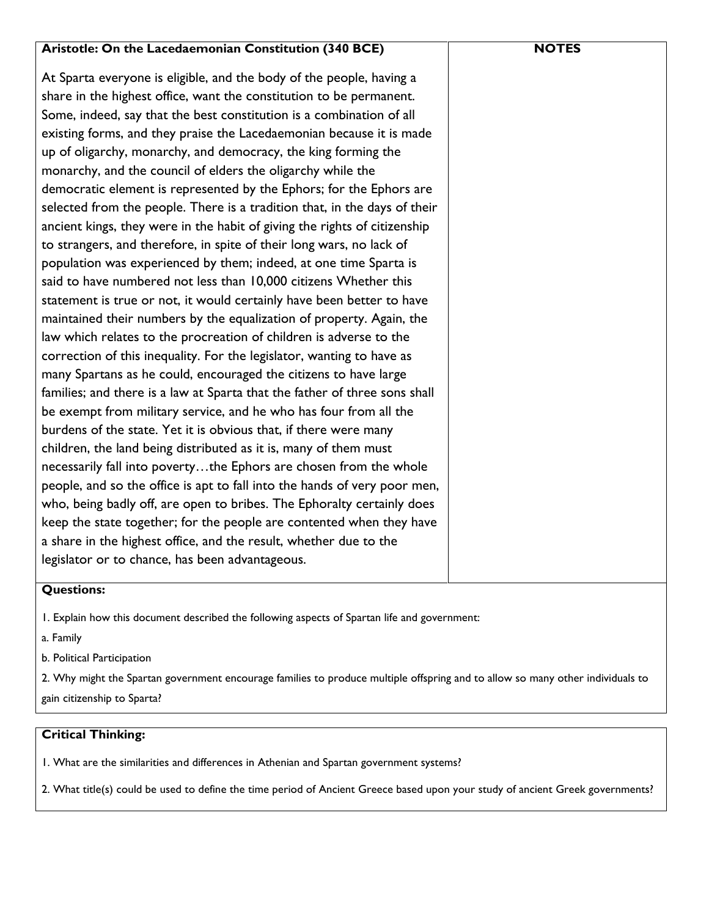| Aristotle: On the Lacedaemonian Constitution (340 BCE) | NOTES |
| --- | --- |
| At Sparta everyone is eligible, and the body of the people, having a share in the highest office, want the constitution to be permanent. Some, indeed, say that the best constitution is a combination of all existing forms, and they praise the Lacedaemonian because it is made up of oligarchy, monarchy, and democracy, the king forming the monarchy, and the council of elders the oligarchy while the democratic element is represented by the Ephors; for the Ephors are selected from the people. There is a tradition that, in the days of their ancient kings, they were in the habit of giving the rights of citizenship to strangers, and therefore, in spite of their long wars, no lack of population was experienced by them; indeed, at one time Sparta is said to have numbered not less than 10,000 citizens Whether this statement is true or not, it would certainly have been better to have maintained their numbers by the equalization of property. Again, the law which relates to the procreation of children is adverse to the correction of this inequality. For the legislator, wanting to have as many Spartans as he could, encouraged the citizens to have large families; and there is a law at Sparta that the father of three sons shall be exempt from military service, and he who has four from all the burdens of the state. Yet it is obvious that, if there were many children, the land being distributed as it is, many of them must necessarily fall into poverty…the Ephors are chosen from the whole people, and so the office is apt to fall into the hands of very poor men, who, being badly off, are open to bribes. The Ephoralty certainly does keep the state together; for the people are contented when they have a share in the highest office, and the result, whether due to the legislator or to chance, has been advantageous. | |

**Questions:**

1. Explain how this document described the following aspects of Spartan life and government:

a. Family

b. Political Participation

2. Why might the Spartan government encourage families to produce multiple offspring and to allow so many other individuals to gain citizenship to Sparta?

**Critical Thinking:**

1. What are the similarities and differences in Athenian and Spartan government systems?

2. What title(s) could be used to define the time period of Ancient Greece based upon your study of ancient Greek governments?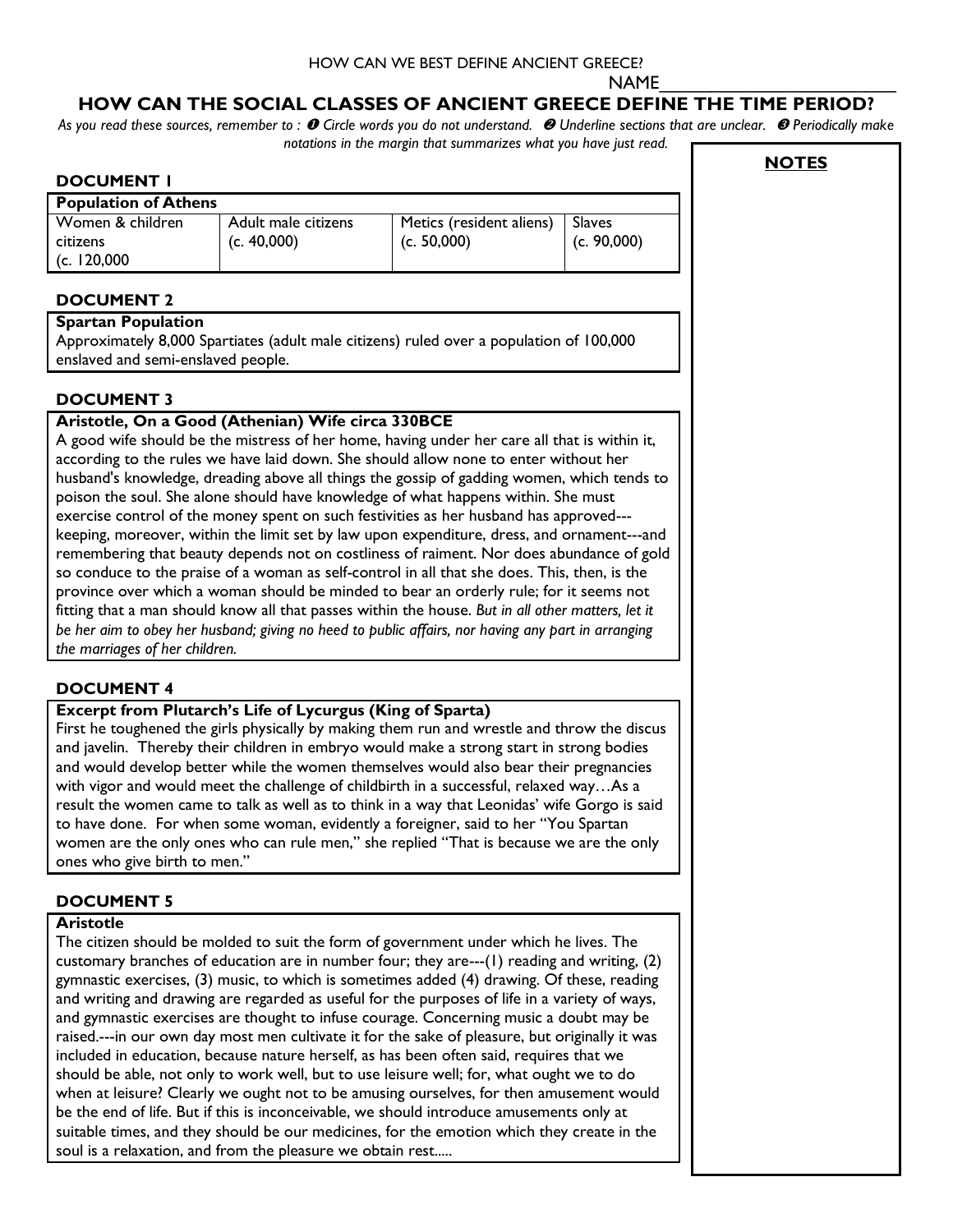HOW CAN WE BEST DEFINE ANCIENT GREECE?

NAME_______________________

# HOW CAN THE SOCIAL CLASSES OF ANCIENT GREECE DEFINE THE TIME PERIOD?

*As you read these sources, remember to : ❶ Circle words you do not understand. ❷ Underline sections that are unclear. ❸ Periodically make notations in the margin that summarizes what you have just read.*

**NOTES**

## DOCUMENT 1

| Population of Athens | | | |
|---|---|---|---|
| Women & children citizens (c. 120,000 | Adult male citizens (c. 40,000) | Metics (resident aliens) (c. 50,000) | Slaves (c. 90,000) |

## DOCUMENT 2

**Spartan Population**

Approximately 8,000 Spartiates (adult male citizens) ruled over a population of 100,000 enslaved and semi-enslaved people.

## DOCUMENT 3

**Aristotle, On a Good (Athenian) Wife circa 330BCE**

A good wife should be the mistress of her home, having under her care all that is within it, according to the rules we have laid down. She should allow none to enter without her husband's knowledge, dreading above all things the gossip of gadding women, which tends to poison the soul. She alone should have knowledge of what happens within. She must exercise control of the money spent on such festivities as her husband has approved---keeping, moreover, within the limit set by law upon expenditure, dress, and ornament---and remembering that beauty depends not on costliness of raiment. Nor does abundance of gold so conduce to the praise of a woman as self-control in all that she does. This, then, is the province over which a woman should be minded to bear an orderly rule; for it seems not fitting that a man should know all that passes within the house. *But in all other matters, let it be her aim to obey her husband; giving no heed to public affairs, nor having any part in arranging the marriages of her children.*

## DOCUMENT 4

**Excerpt from Plutarch's Life of Lycurgus (King of Sparta)**

First he toughened the girls physically by making them run and wrestle and throw the discus and javelin. Thereby their children in embryo would make a strong start in strong bodies and would develop better while the women themselves would also bear their pregnancies with vigor and would meet the challenge of childbirth in a successful, relaxed way…As a result the women came to talk as well as to think in a way that Leonidas' wife Gorgo is said to have done. For when some woman, evidently a foreigner, said to her "You Spartan women are the only ones who can rule men," she replied "That is because we are the only ones who give birth to men."

## DOCUMENT 5

**Aristotle**

The citizen should be molded to suit the form of government under which he lives. The customary branches of education are in number four; they are---(1) reading and writing, (2) gymnastic exercises, (3) music, to which is sometimes added (4) drawing. Of these, reading and writing and drawing are regarded as useful for the purposes of life in a variety of ways, and gymnastic exercises are thought to infuse courage. Concerning music a doubt may be raised.---in our own day most men cultivate it for the sake of pleasure, but originally it was included in education, because nature herself, as has been often said, requires that we should be able, not only to work well, but to use leisure well; for, what ought we to do when at leisure? Clearly we ought not to be amusing ourselves, for then amusement would be the end of life. But if this is inconceivable, we should introduce amusements only at suitable times, and they should be our medicines, for the emotion which they create in the soul is a relaxation, and from the pleasure we obtain rest.....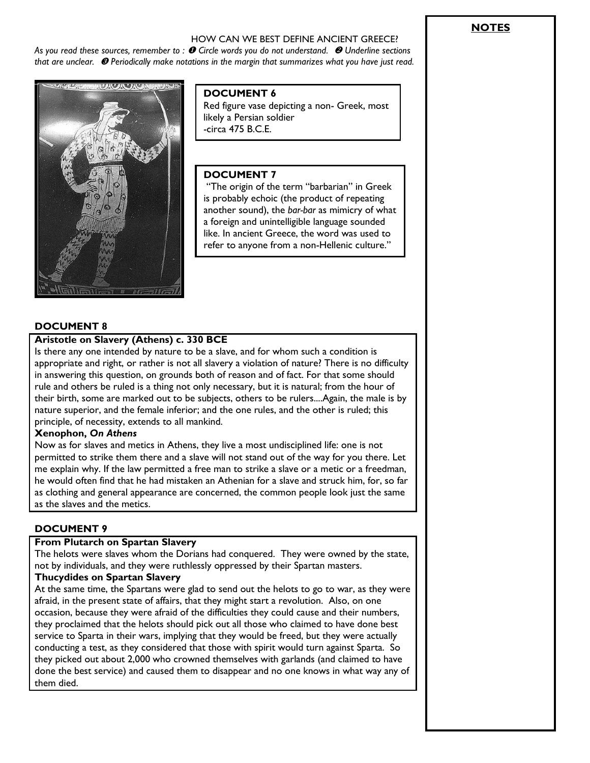## NOTES

HOW CAN WE BEST DEFINE ANCIENT GREECE?

*As you read these sources, remember to : ❶ Circle words you do not understand. ❷ Underline sections that are unclear. ❸ Periodically make notations in the margin that summarizes what you have just read.*

**DOCUMENT 6**

Red figure vase depicting a non- Greek, most likely a Persian soldier
-circa 475 B.C.E.

**DOCUMENT 7**

"The origin of the term "barbarian" in Greek is probably echoic (the product of repeating another sound), the *bar-bar* as mimicry of what a foreign and unintelligible language sounded like. In ancient Greece, the word was used to refer to anyone from a non-Hellenic culture."

**DOCUMENT 8**

**Aristotle on Slavery (Athens) c. 330 BCE**

Is there any one intended by nature to be a slave, and for whom such a condition is appropriate and right, or rather is not all slavery a violation of nature? There is no difficulty in answering this question, on grounds both of reason and of fact. For that some should rule and others be ruled is a thing not only necessary, but it is natural; from the hour of their birth, some are marked out to be subjects, others to be rulers....Again, the male is by nature superior, and the female inferior; and the one rules, and the other is ruled; this principle, of necessity, extends to all mankind.

**Xenophon, *On Athens***

Now as for slaves and metics in Athens, they live a most undisciplined life: one is not permitted to strike them there and a slave will not stand out of the way for you there. Let me explain why. If the law permitted a free man to strike a slave or a metic or a freedman, he would often find that he had mistaken an Athenian for a slave and struck him, for, so far as clothing and general appearance are concerned, the common people look just the same as the slaves and the metics.

**DOCUMENT 9**

**From Plutarch on Spartan Slavery**

The helots were slaves whom the Dorians had conquered. They were owned by the state, not by individuals, and they were ruthlessly oppressed by their Spartan masters.

**Thucydides on Spartan Slavery**

At the same time, the Spartans were glad to send out the helots to go to war, as they were afraid, in the present state of affairs, that they might start a revolution. Also, on one occasion, because they were afraid of the difficulties they could cause and their numbers, they proclaimed that the helots should pick out all those who claimed to have done best service to Sparta in their wars, implying that they would be freed, but they were actually conducting a test, as they considered that those with spirit would turn against Sparta. So they picked out about 2,000 who crowned themselves with garlands (and claimed to have done the best service) and caused them to disappear and no one knows in what way any of them died.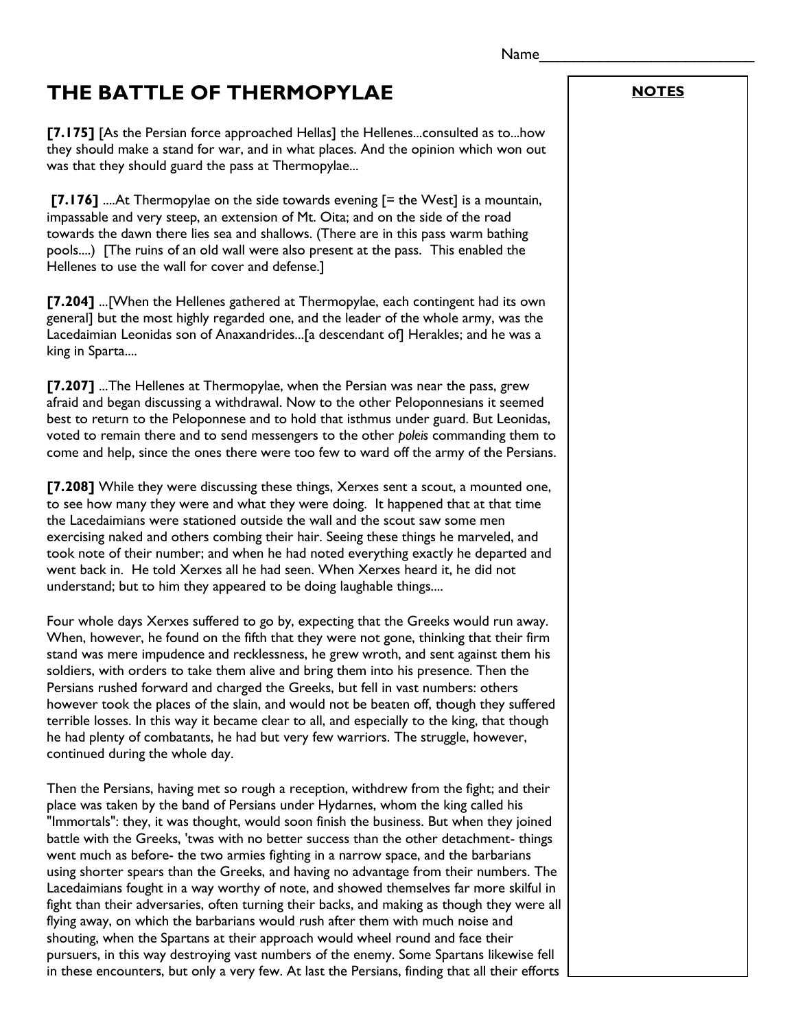Name___________________________

# THE BATTLE OF THERMOPYLAE

**NOTES**

**[7.175]** [As the Persian force approached Hellas] the Hellenes...consulted as to...how they should make a stand for war, and in what places. And the opinion which won out was that they should guard the pass at Thermopylae...

**[7.176]** ....At Thermopylae on the side towards evening [= the West] is a mountain, impassable and very steep, an extension of Mt. Oita; and on the side of the road towards the dawn there lies sea and shallows. (There are in this pass warm bathing pools....) [The ruins of an old wall were also present at the pass. This enabled the Hellenes to use the wall for cover and defense.]

**[7.204]** ...[When the Hellenes gathered at Thermopylae, each contingent had its own general] but the most highly regarded one, and the leader of the whole army, was the Lacedaimian Leonidas son of Anaxandrides...[a descendant of] Herakles; and he was a king in Sparta....

**[7.207]** ...The Hellenes at Thermopylae, when the Persian was near the pass, grew afraid and began discussing a withdrawal. Now to the other Peloponnesians it seemed best to return to the Peloponnese and to hold that isthmus under guard. But Leonidas, voted to remain there and to send messengers to the other *poleis* commanding them to come and help, since the ones there were too few to ward off the army of the Persians.

**[7.208]** While they were discussing these things, Xerxes sent a scout, a mounted one, to see how many they were and what they were doing. It happened that at that time the Lacedaimians were stationed outside the wall and the scout saw some men exercising naked and others combing their hair. Seeing these things he marveled, and took note of their number; and when he had noted everything exactly he departed and went back in. He told Xerxes all he had seen. When Xerxes heard it, he did not understand; but to him they appeared to be doing laughable things....

Four whole days Xerxes suffered to go by, expecting that the Greeks would run away. When, however, he found on the fifth that they were not gone, thinking that their firm stand was mere impudence and recklessness, he grew wroth, and sent against them his soldiers, with orders to take them alive and bring them into his presence. Then the Persians rushed forward and charged the Greeks, but fell in vast numbers: others however took the places of the slain, and would not be beaten off, though they suffered terrible losses. In this way it became clear to all, and especially to the king, that though he had plenty of combatants, he had but very few warriors. The struggle, however, continued during the whole day.

Then the Persians, having met so rough a reception, withdrew from the fight; and their place was taken by the band of Persians under Hydarnes, whom the king called his "Immortals": they, it was thought, would soon finish the business. But when they joined battle with the Greeks, 'twas with no better success than the other detachment- things went much as before- the two armies fighting in a narrow space, and the barbarians using shorter spears than the Greeks, and having no advantage from their numbers. The Lacedaimians fought in a way worthy of note, and showed themselves far more skilful in fight than their adversaries, often turning their backs, and making as though they were all flying away, on which the barbarians would rush after them with much noise and shouting, when the Spartans at their approach would wheel round and face their pursuers, in this way destroying vast numbers of the enemy. Some Spartans likewise fell in these encounters, but only a very few. At last the Persians, finding that all their efforts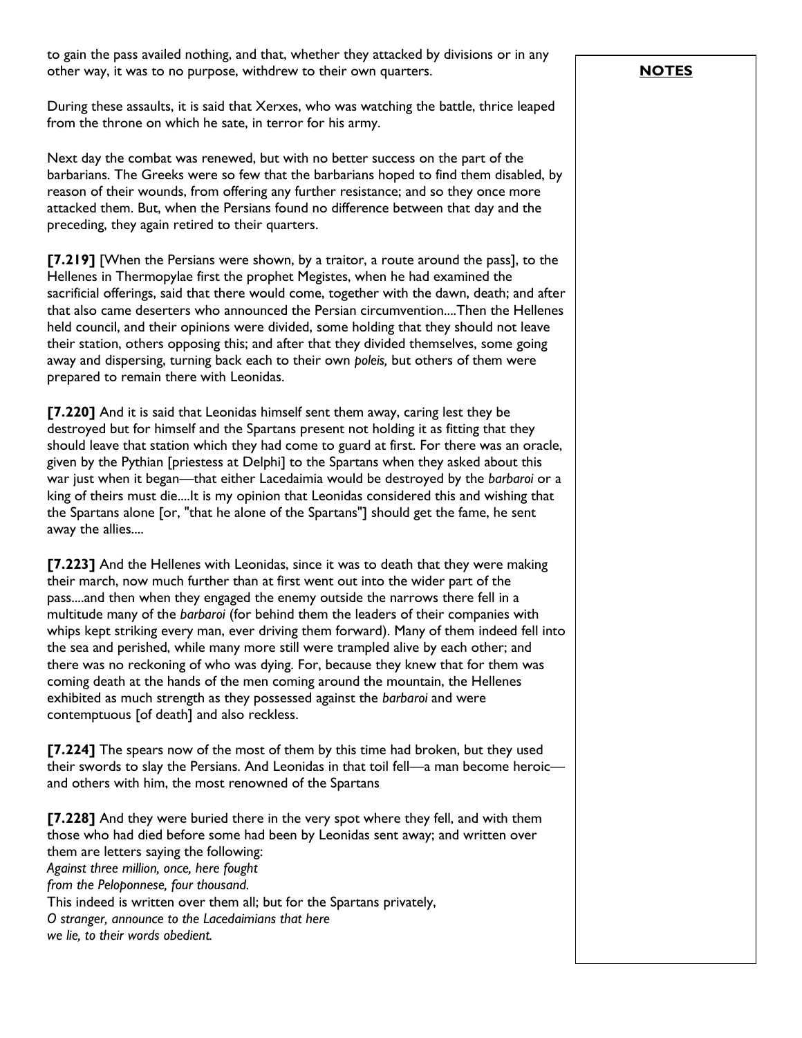to gain the pass availed nothing, and that, whether they attacked by divisions or in any other way, it was to no purpose, withdrew to their own quarters.

During these assaults, it is said that Xerxes, who was watching the battle, thrice leaped from the throne on which he sate, in terror for his army.

Next day the combat was renewed, but with no better success on the part of the barbarians. The Greeks were so few that the barbarians hoped to find them disabled, by reason of their wounds, from offering any further resistance; and so they once more attacked them. But, when the Persians found no difference between that day and the preceding, they again retired to their quarters.

**[7.219]** [When the Persians were shown, by a traitor, a route around the pass], to the Hellenes in Thermopylae first the prophet Megistes, when he had examined the sacrificial offerings, said that there would come, together with the dawn, death; and after that also came deserters who announced the Persian circumvention....Then the Hellenes held council, and their opinions were divided, some holding that they should not leave their station, others opposing this; and after that they divided themselves, some going away and dispersing, turning back each to their own *poleis,* but others of them were prepared to remain there with Leonidas.

**[7.220]** And it is said that Leonidas himself sent them away, caring lest they be destroyed but for himself and the Spartans present not holding it as fitting that they should leave that station which they had come to guard at first. For there was an oracle, given by the Pythian [priestess at Delphi] to the Spartans when they asked about this war just when it began—that either Lacedaimia would be destroyed by the *barbaroi* or a king of theirs must die....It is my opinion that Leonidas considered this and wishing that the Spartans alone [or, "that he alone of the Spartans"] should get the fame, he sent away the allies....

**[7.223]** And the Hellenes with Leonidas, since it was to death that they were making their march, now much further than at first went out into the wider part of the pass....and then when they engaged the enemy outside the narrows there fell in a multitude many of the *barbaroi* (for behind them the leaders of their companies with whips kept striking every man, ever driving them forward). Many of them indeed fell into the sea and perished, while many more still were trampled alive by each other; and there was no reckoning of who was dying. For, because they knew that for them was coming death at the hands of the men coming around the mountain, the Hellenes exhibited as much strength as they possessed against the *barbaroi* and were contemptuous [of death] and also reckless.

**[7.224]** The spears now of the most of them by this time had broken, but they used their swords to slay the Persians. And Leonidas in that toil fell—a man become heroic—and others with him, the most renowned of the Spartans

**[7.228]** And they were buried there in the very spot where they fell, and with them those who had died before some had been by Leonidas sent away; and written over them are letters saying the following:
*Against three million, once, here fought*
*from the Peloponnese, four thousand.*
This indeed is written over them all; but for the Spartans privately,
*O stranger, announce to the Lacedaimians that here*
*we lie, to their words obedient.*

**NOTES**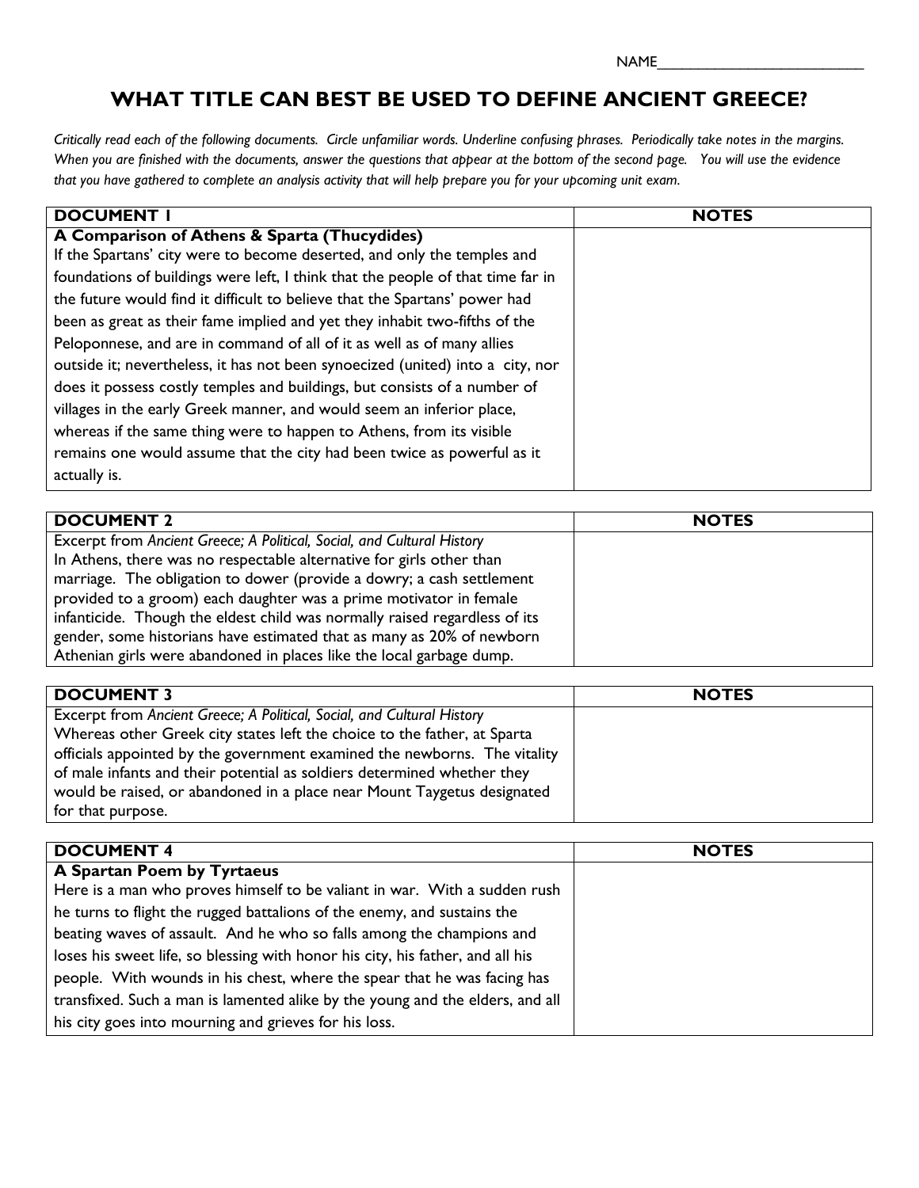NAME___________________________

# WHAT TITLE CAN BEST BE USED TO DEFINE ANCIENT GREECE?

*Critically read each of the following documents. Circle unfamiliar words. Underline confusing phrases. Periodically take notes in the margins. When you are finished with the documents, answer the questions that appear at the bottom of the second page. You will use the evidence that you have gathered to complete an analysis activity that will help prepare you for your upcoming unit exam.*

| DOCUMENT 1 | NOTES |
|---|---|
| **A Comparison of Athens & Sparta (Thucydides)**<br>If the Spartans' city were to become deserted, and only the temples and foundations of buildings were left, I think that the people of that time far in the future would find it difficult to believe that the Spartans' power had been as great as their fame implied and yet they inhabit two-fifths of the Peloponnese, and are in command of all of it as well as of many allies outside it; nevertheless, it has not been synoecized (united) into a city, nor does it possess costly temples and buildings, but consists of a number of villages in the early Greek manner, and would seem an inferior place, whereas if the same thing were to happen to Athens, from its visible remains one would assume that the city had been twice as powerful as it actually is. | |

| DOCUMENT 2 | NOTES |
|---|---|
| Excerpt from *Ancient Greece; A Political, Social, and Cultural History*<br>In Athens, there was no respectable alternative for girls other than marriage. The obligation to dower (provide a dowry; a cash settlement provided to a groom) each daughter was a prime motivator in female infanticide. Though the eldest child was normally raised regardless of its gender, some historians have estimated that as many as 20% of newborn Athenian girls were abandoned in places like the local garbage dump. | |

| DOCUMENT 3 | NOTES |
|---|---|
| Excerpt from *Ancient Greece; A Political, Social, and Cultural History*<br>Whereas other Greek city states left the choice to the father, at Sparta officials appointed by the government examined the newborns. The vitality of male infants and their potential as soldiers determined whether they would be raised, or abandoned in a place near Mount Taygetus designated for that purpose. | |

| DOCUMENT 4 | NOTES |
|---|---|
| **A Spartan Poem by Tyrtaeus**<br>Here is a man who proves himself to be valiant in war. With a sudden rush he turns to flight the rugged battalions of the enemy, and sustains the beating waves of assault. And he who so falls among the champions and loses his sweet life, so blessing with honor his city, his father, and all his people. With wounds in his chest, where the spear that he was facing has transfixed. Such a man is lamented alike by the young and the elders, and all his city goes into mourning and grieves for his loss. | |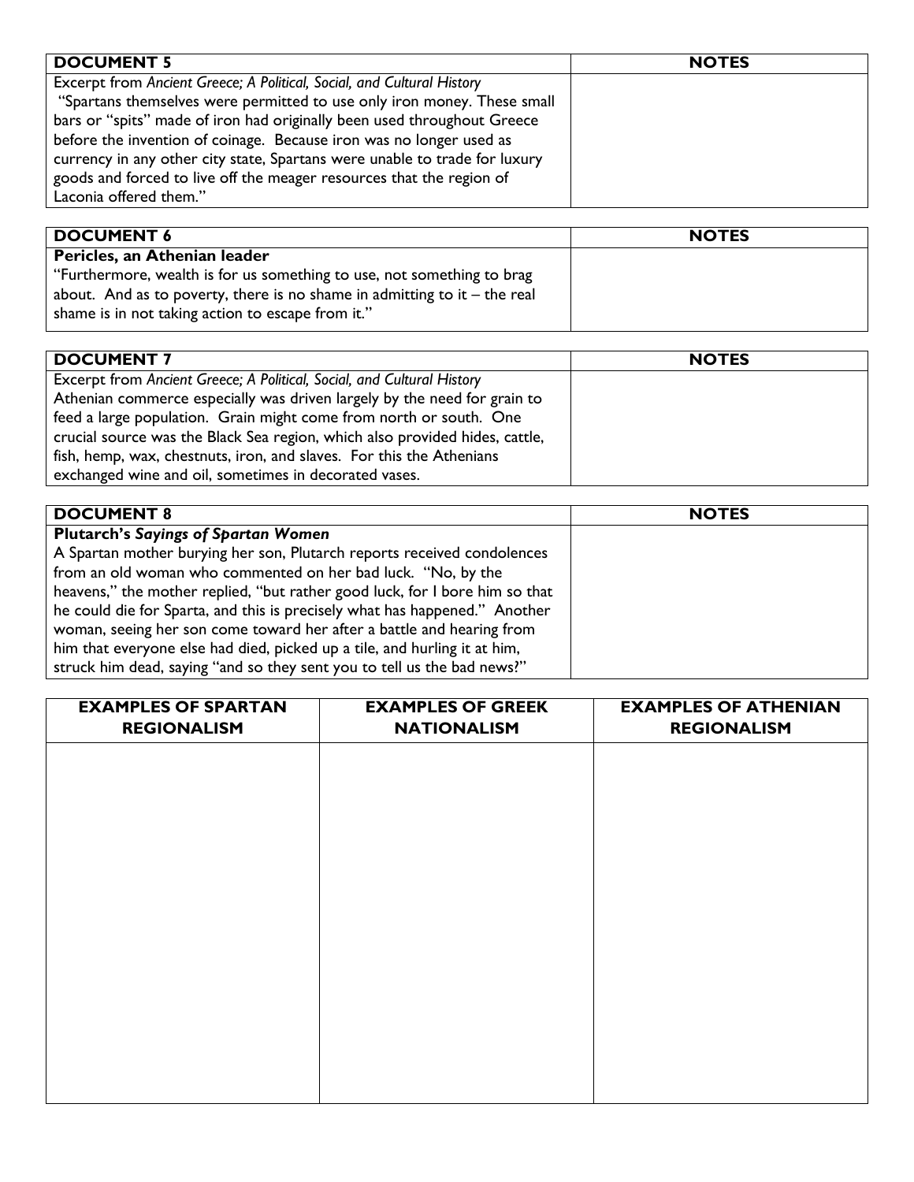| DOCUMENT 5 | NOTES |
| --- | --- |
| Excerpt from *Ancient Greece; A Political, Social, and Cultural History*<br>"Spartans themselves were permitted to use only iron money. These small bars or "spits" made of iron had originally been used throughout Greece before the invention of coinage. Because iron was no longer used as currency in any other city state, Spartans were unable to trade for luxury goods and forced to live off the meager resources that the region of Laconia offered them." | |

| DOCUMENT 6 | NOTES |
| --- | --- |
| **Pericles, an Athenian leader**<br>"Furthermore, wealth is for us something to use, not something to brag about. And as to poverty, there is no shame in admitting to it – the real shame is in not taking action to escape from it." | |

| DOCUMENT 7 | NOTES |
| --- | --- |
| Excerpt from *Ancient Greece; A Political, Social, and Cultural History*<br>Athenian commerce especially was driven largely by the need for grain to feed a large population. Grain might come from north or south. One crucial source was the Black Sea region, which also provided hides, cattle, fish, hemp, wax, chestnuts, iron, and slaves. For this the Athenians exchanged wine and oil, sometimes in decorated vases. | |

| DOCUMENT 8 | NOTES |
| --- | --- |
| **Plutarch's *Sayings of Spartan Women***<br>A Spartan mother burying her son, Plutarch reports received condolences from an old woman who commented on her bad luck. "No, by the heavens," the mother replied, "but rather good luck, for I bore him so that he could die for Sparta, and this is precisely what has happened." Another woman, seeing her son come toward her after a battle and hearing from him that everyone else had died, picked up a tile, and hurling it at him, struck him dead, saying "and so they sent you to tell us the bad news?" | |

| EXAMPLES OF SPARTAN REGIONALISM | EXAMPLES OF GREEK NATIONALISM | EXAMPLES OF ATHENIAN REGIONALISM |
| --- | --- | --- |
| | | |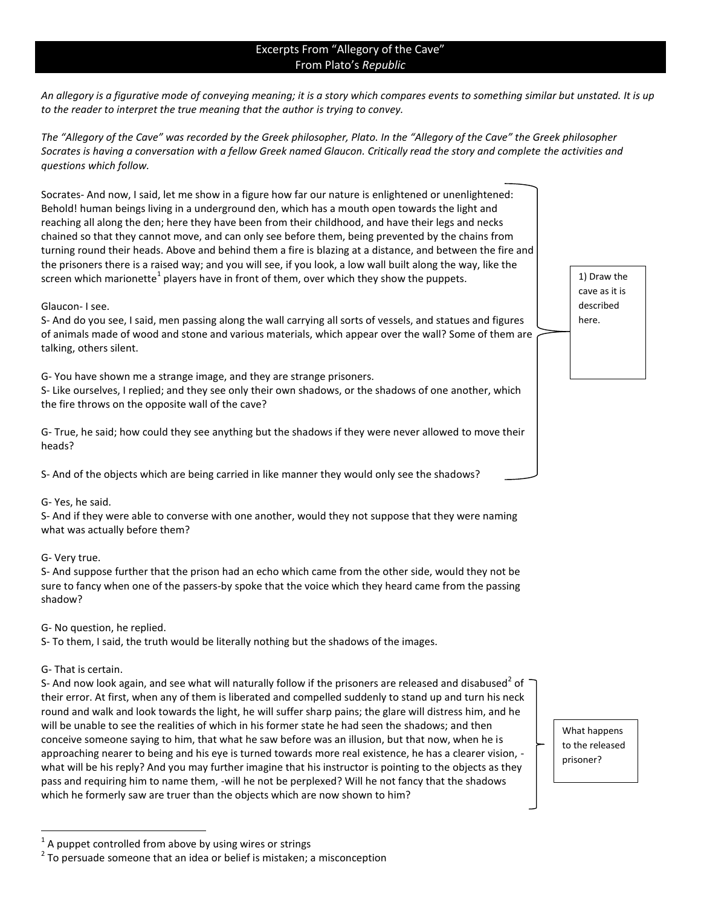## Excerpts From "Allegory of the Cave"
## From Plato's *Republic*

*An allegory is a figurative mode of conveying meaning; it is a story which compares events to something similar but unstated. It is up to the reader to interpret the true meaning that the author is trying to convey.*

*The "Allegory of the Cave" was recorded by the Greek philosopher, Plato. In the "Allegory of the Cave" the Greek philosopher Socrates is having a conversation with a fellow Greek named Glaucon. Critically read the story and complete the activities and questions which follow.*

Socrates- And now, I said, let me show in a figure how far our nature is enlightened or unenlightened: Behold! human beings living in a underground den, which has a mouth open towards the light and reaching all along the den; here they have been from their childhood, and have their legs and necks chained so that they cannot move, and can only see before them, being prevented by the chains from turning round their heads. Above and behind them a fire is blazing at a distance, and between the fire and the prisoners there is a raised way; and you will see, if you look, a low wall built along the way, like the screen which marionette[1] players have in front of them, over which they show the puppets.

Glaucon- I see.

S- And do you see, I said, men passing along the wall carrying all sorts of vessels, and statues and figures of animals made of wood and stone and various materials, which appear over the wall? Some of them are talking, others silent.

G- You have shown me a strange image, and they are strange prisoners.

S- Like ourselves, I replied; and they see only their own shadows, or the shadows of one another, which the fire throws on the opposite wall of the cave?

G- True, he said; how could they see anything but the shadows if they were never allowed to move their heads?

S- And of the objects which are being carried in like manner they would only see the shadows?

> 1) Draw the cave as it is described here.

G- Yes, he said.

S- And if they were able to converse with one another, would they not suppose that they were naming what was actually before them?

G- Very true.

S- And suppose further that the prison had an echo which came from the other side, would they not be sure to fancy when one of the passers-by spoke that the voice which they heard came from the passing shadow?

G- No question, he replied.

S- To them, I said, the truth would be literally nothing but the shadows of the images.

G- That is certain.

S- And now look again, and see what will naturally follow if the prisoners are released and disabused[2] of their error. At first, when any of them is liberated and compelled suddenly to stand up and turn his neck round and walk and look towards the light, he will suffer sharp pains; the glare will distress him, and he will be unable to see the realities of which in his former state he had seen the shadows; and then conceive someone saying to him, that what he saw before was an illusion, but that now, when he is approaching nearer to being and his eye is turned towards more real existence, he has a clearer vision, - what will be his reply? And you may further imagine that his instructor is pointing to the objects as they pass and requiring him to name them, -will he not be perplexed? Will he not fancy that the shadows which he formerly saw are truer than the objects which are now shown to him?

> What happens to the released prisoner?

---

[1] A puppet controlled from above by using wires or strings

[2] To persuade someone that an idea or belief is mistaken; a misconception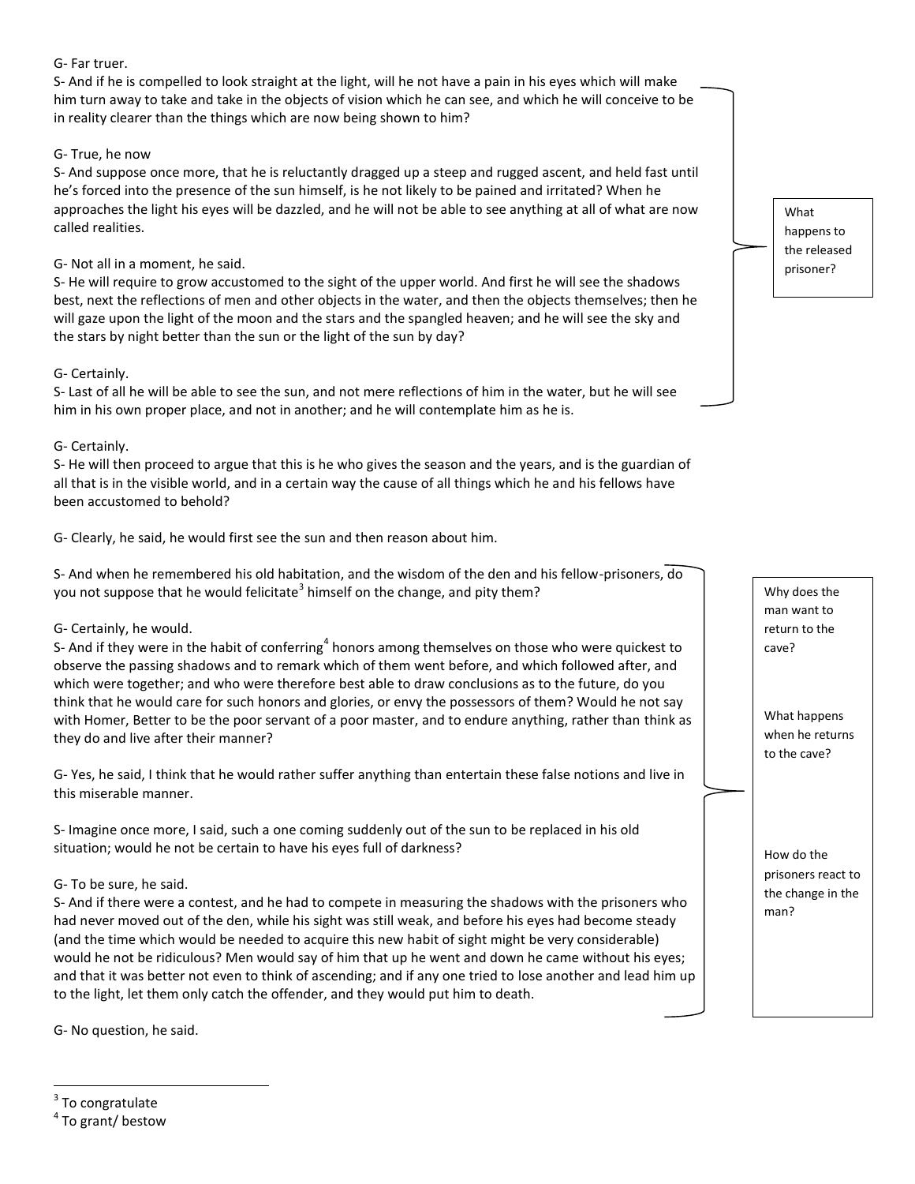G- Far truer.

S- And if he is compelled to look straight at the light, will he not have a pain in his eyes which will make him turn away to take and take in the objects of vision which he can see, and which he will conceive to be in reality clearer than the things which are now being shown to him?

G- True, he now

S- And suppose once more, that he is reluctantly dragged up a steep and rugged ascent, and held fast until he's forced into the presence of the sun himself, is he not likely to be pained and irritated? When he approaches the light his eyes will be dazzled, and he will not be able to see anything at all of what are now called realities.

G- Not all in a moment, he said.

S- He will require to grow accustomed to the sight of the upper world. And first he will see the shadows best, next the reflections of men and other objects in the water, and then the objects themselves; then he will gaze upon the light of the moon and the stars and the spangled heaven; and he will see the sky and the stars by night better than the sun or the light of the sun by day?

G- Certainly.

S- Last of all he will be able to see the sun, and not mere reflections of him in the water, but he will see him in his own proper place, and not in another; and he will contemplate him as he is.

> What happens to the released prisoner?

G- Certainly.

S- He will then proceed to argue that this is he who gives the season and the years, and is the guardian of all that is in the visible world, and in a certain way the cause of all things which he and his fellows have been accustomed to behold?

G- Clearly, he said, he would first see the sun and then reason about him.

S- And when he remembered his old habitation, and the wisdom of the den and his fellow-prisoners, do you not suppose that he would felicitate[3] himself on the change, and pity them?

G- Certainly, he would.

S- And if they were in the habit of conferring[4] honors among themselves on those who were quickest to observe the passing shadows and to remark which of them went before, and which followed after, and which were together; and who were therefore best able to draw conclusions as to the future, do you think that he would care for such honors and glories, or envy the possessors of them? Would he not say with Homer, Better to be the poor servant of a poor master, and to endure anything, rather than think as they do and live after their manner?

G- Yes, he said, I think that he would rather suffer anything than entertain these false notions and live in this miserable manner.

S- Imagine once more, I said, such a one coming suddenly out of the sun to be replaced in his old situation; would he not be certain to have his eyes full of darkness?

G- To be sure, he said.

S- And if there were a contest, and he had to compete in measuring the shadows with the prisoners who had never moved out of the den, while his sight was still weak, and before his eyes had become steady (and the time which would be needed to acquire this new habit of sight might be very considerable) would he not be ridiculous? Men would say of him that up he went and down he came without his eyes; and that it was better not even to think of ascending; and if any one tried to lose another and lead him up to the light, let them only catch the offender, and they would put him to death.

> Why does the man want to return to the cave?
>
> What happens when he returns to the cave?
>
> How do the prisoners react to the change in the man?

G- No question, he said.

---

[3] To congratulate

[4] To grant/ bestow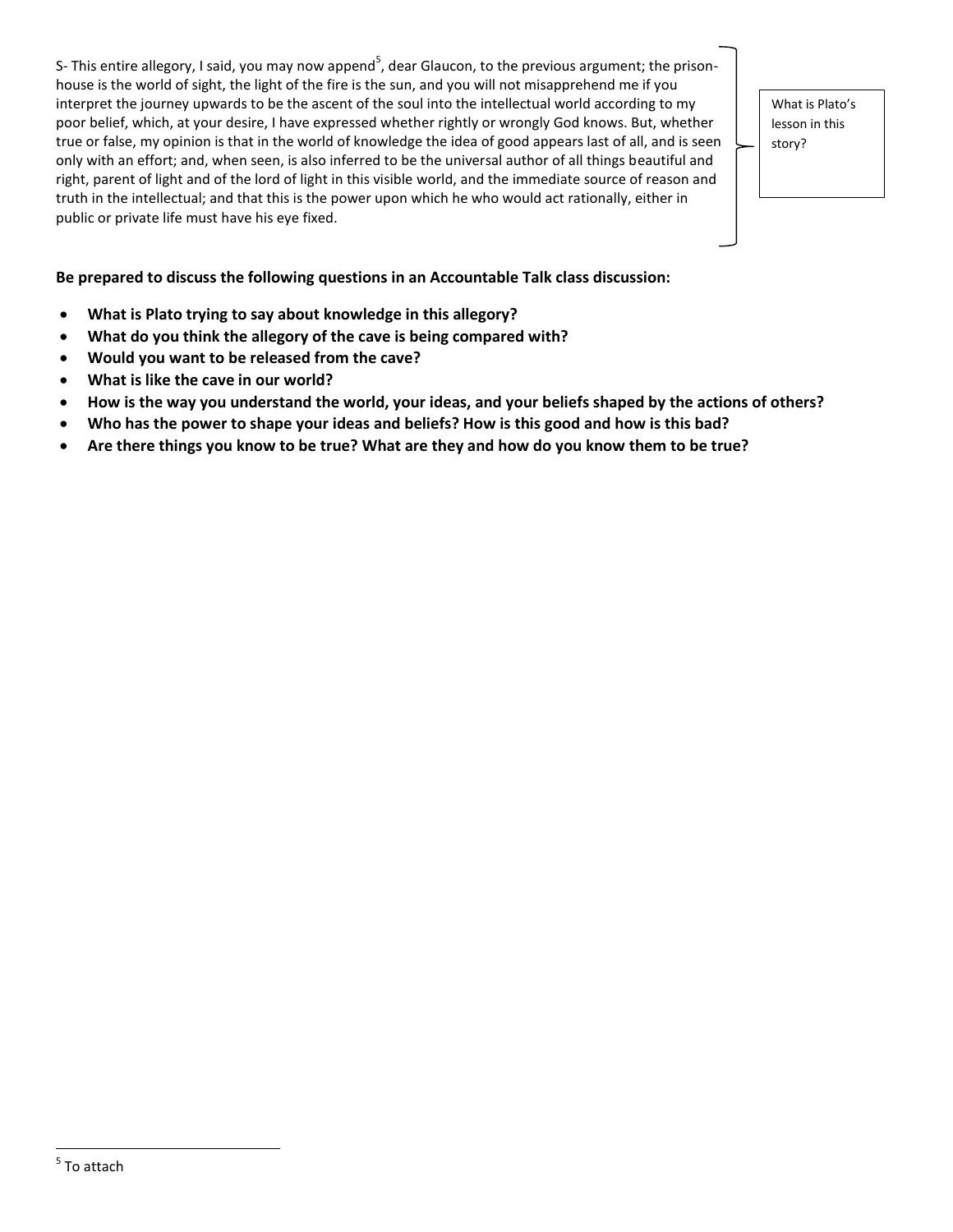S- This entire allegory, I said, you may now append[5], dear Glaucon, to the previous argument; the prison-house is the world of sight, the light of the fire is the sun, and you will not misapprehend me if you interpret the journey upwards to be the ascent of the soul into the intellectual world according to my poor belief, which, at your desire, I have expressed whether rightly or wrongly God knows. But, whether true or false, my opinion is that in the world of knowledge the idea of good appears last of all, and is seen only with an effort; and, when seen, is also inferred to be the universal author of all things beautiful and right, parent of light and of the lord of light in this visible world, and the immediate source of reason and truth in the intellectual; and that this is the power upon which he who would act rationally, either in public or private life must have his eye fixed.

What is Plato's lesson in this story?

**Be prepared to discuss the following questions in an Accountable Talk class discussion:**

- **What is Plato trying to say about knowledge in this allegory?**
- **What do you think the allegory of the cave is being compared with?**
- **Would you want to be released from the cave?**
- **What is like the cave in our world?**
- **How is the way you understand the world, your ideas, and your beliefs shaped by the actions of others?**
- **Who has the power to shape your ideas and beliefs? How is this good and how is this bad?**
- **Are there things you know to be true? What are they and how do you know them to be true?**

[5] To attach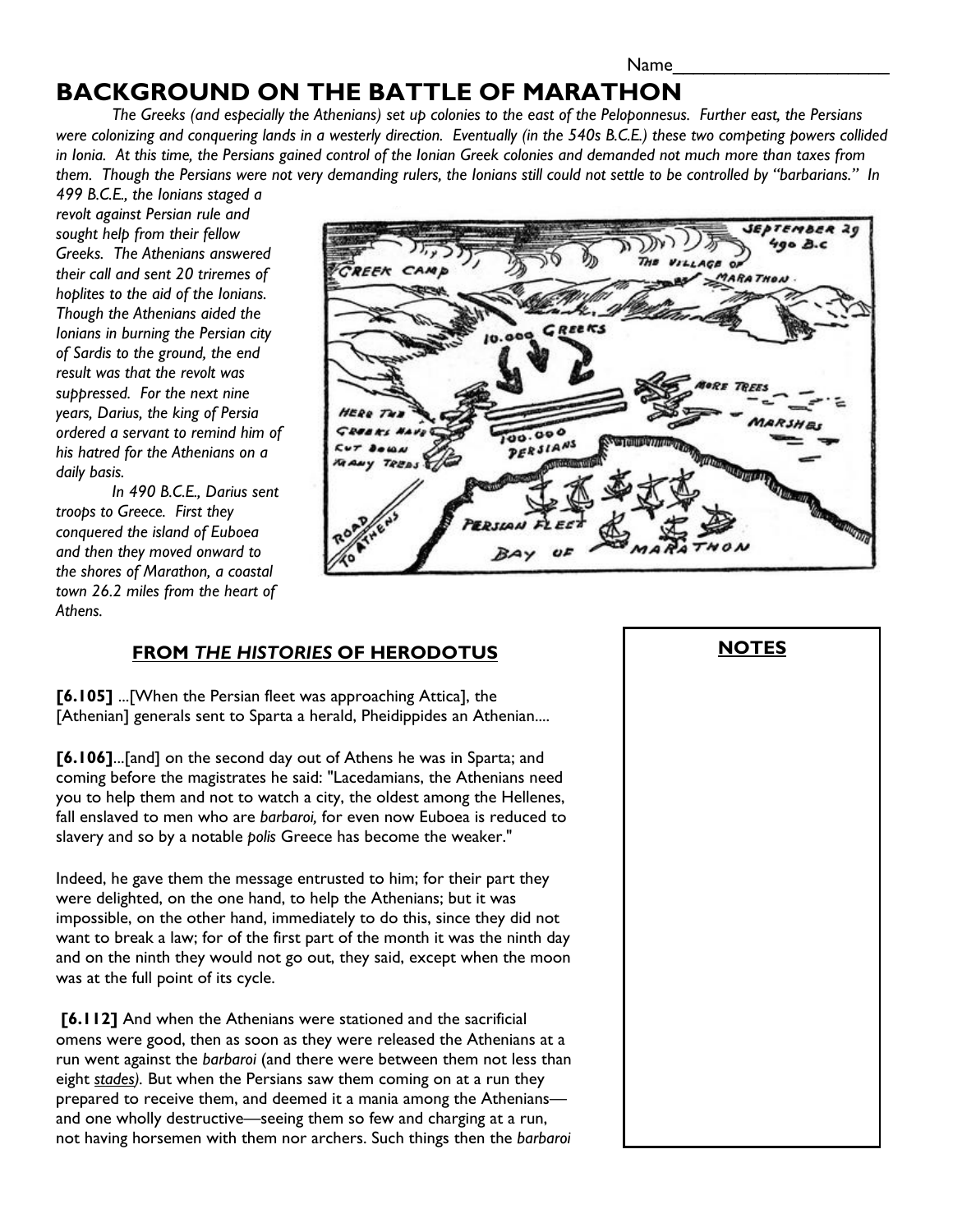Name______________________

# BACKGROUND ON THE BATTLE OF MARATHON

*The Greeks (and especially the Athenians) set up colonies to the east of the Peloponnesus. Further east, the Persians were colonizing and conquering lands in a westerly direction. Eventually (in the 540s B.C.E.) these two competing powers collided in Ionia. At this time, the Persians gained control of the Ionian Greek colonies and demanded not much more than taxes from them. Though the Persians were not very demanding rulers, the Ionians still could not settle to be controlled by "barbarians." In 499 B.C.E., the Ionians staged a revolt against Persian rule and sought help from their fellow Greeks. The Athenians answered their call and sent 20 triremes of hoplites to the aid of the Ionians. Though the Athenians aided the Ionians in burning the Persian city of Sardis to the ground, the end result was that the revolt was suppressed. For the next nine years, Darius, the king of Persia ordered a servant to remind him of his hatred for the Athenians on a daily basis.*

*In 490 B.C.E., Darius sent troops to Greece. First they conquered the island of Euboea and then they moved onward to the shores of Marathon, a coastal town 26.2 miles from the heart of Athens.*

## FROM *THE HISTORIES* OF HERODOTUS

**[6.105]** ...[When the Persian fleet was approaching Attica], the [Athenian] generals sent to Sparta a herald, Pheidippides an Athenian....

**[6.106]**...[and] on the second day out of Athens he was in Sparta; and coming before the magistrates he said: "Lacedamians, the Athenians need you to help them and not to watch a city, the oldest among the Hellenes, fall enslaved to men who are *barbaroi,* for even now Euboea is reduced to slavery and so by a notable *polis* Greece has become the weaker."

Indeed, he gave them the message entrusted to him; for their part they were delighted, on the one hand, to help the Athenians; but it was impossible, on the other hand, immediately to do this, since they did not want to break a law; for of the first part of the month it was the ninth day and on the ninth they would not go out, they said, except when the moon was at the full point of its cycle.

**[6.112]** And when the Athenians were stationed and the sacrificial omens were good, then as soon as they were released the Athenians at a run went against the *barbaroi* (and there were between them not less than eight stades). But when the Persians saw them coming on at a run they prepared to receive them, and deemed it a mania among the Athenians—and one wholly destructive—seeing them so few and charging at a run, not having horsemen with them nor archers. Such things then the *barbaroi*

**NOTES**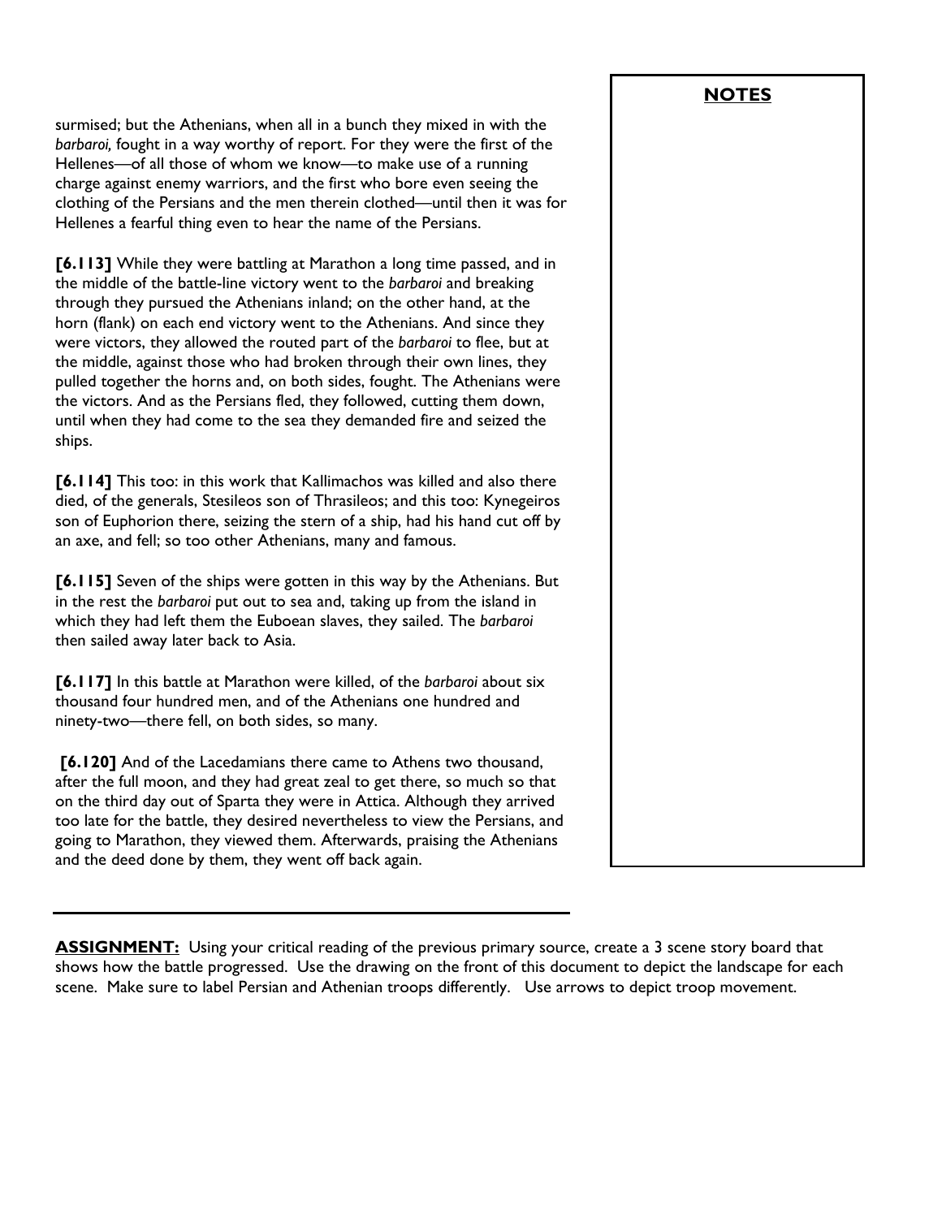surmised; but the Athenians, when all in a bunch they mixed in with the *barbaroi,* fought in a way worthy of report. For they were the first of the Hellenes—of all those of whom we know—to make use of a running charge against enemy warriors, and the first who bore even seeing the clothing of the Persians and the men therein clothed—until then it was for Hellenes a fearful thing even to hear the name of the Persians.

**[6.113]** While they were battling at Marathon a long time passed, and in the middle of the battle-line victory went to the *barbaroi* and breaking through they pursued the Athenians inland; on the other hand, at the horn (flank) on each end victory went to the Athenians. And since they were victors, they allowed the routed part of the *barbaroi* to flee, but at the middle, against those who had broken through their own lines, they pulled together the horns and, on both sides, fought. The Athenians were the victors. And as the Persians fled, they followed, cutting them down, until when they had come to the sea they demanded fire and seized the ships.

**[6.114]** This too: in this work that Kallimachos was killed and also there died, of the generals, Stesileos son of Thrasileos; and this too: Kynegeiros son of Euphorion there, seizing the stern of a ship, had his hand cut off by an axe, and fell; so too other Athenians, many and famous.

**[6.115]** Seven of the ships were gotten in this way by the Athenians. But in the rest the *barbaroi* put out to sea and, taking up from the island in which they had left them the Euboean slaves, they sailed. The *barbaroi* then sailed away later back to Asia.

**[6.117]** In this battle at Marathon were killed, of the *barbaroi* about six thousand four hundred men, and of the Athenians one hundred and ninety-two—there fell, on both sides, so many.

**[6.120]** And of the Lacedamians there came to Athens two thousand, after the full moon, and they had great zeal to get there, so much so that on the third day out of Sparta they were in Attica. Although they arrived too late for the battle, they desired nevertheless to view the Persians, and going to Marathon, they viewed them. Afterwards, praising the Athenians and the deed done by them, they went off back again.

**NOTES**

---

**ASSIGNMENT:** Using your critical reading of the previous primary source, create a 3 scene story board that shows how the battle progressed. Use the drawing on the front of this document to depict the landscape for each scene. Make sure to label Persian and Athenian troops differently. Use arrows to depict troop movement.